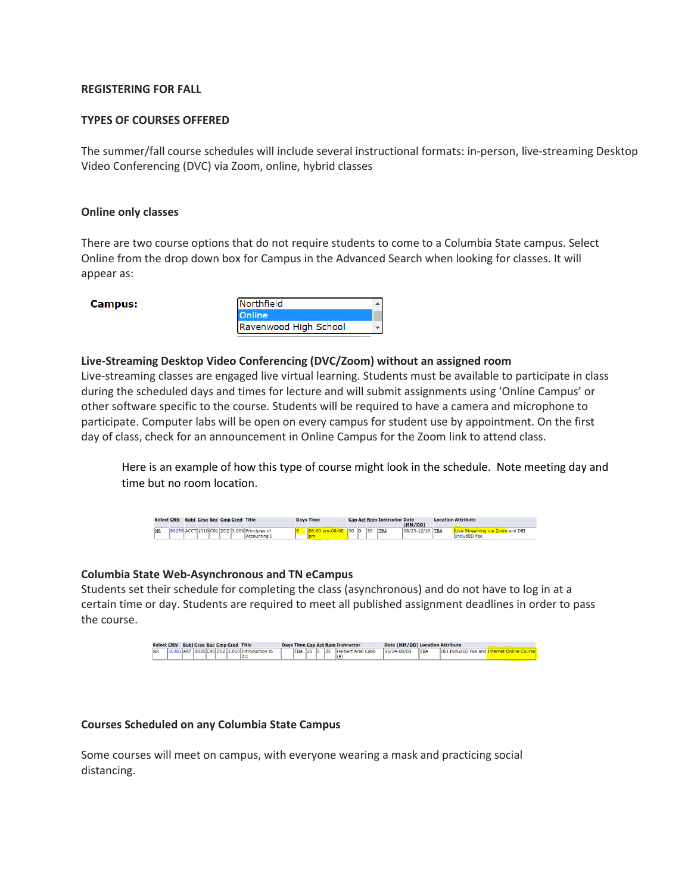**REGISTERING FOR FALL**

**TYPES OF COURSES OFFERED**

The summer/fall course schedules will include several instructional formats: in-person, live-streaming Desktop Video Conferencing (DVC) via Zoom, online, hybrid classes

**Online only classes**

There are two course options that do not require students to come to a Columbia State campus. Select Online from the drop down box for Campus in the Advanced Search when looking for classes. It will appear as:

**Campus:** Northfield / Online / Ravenwood High School

**Live-Streaming Desktop Video Conferencing (DVC/Zoom) without an assigned room**

Live-streaming classes are engaged live virtual learning. Students must be available to participate in class during the scheduled days and times for lecture and will submit assignments using 'Online Campus' or other software specific to the course. Students will be required to have a camera and microphone to participate. Computer labs will be open on every campus for student use by appointment. On the first day of class, check for an announcement in Online Campus for the Zoom link to attend class.

Here is an example of how this type of course might look in the schedule. Note meeting day and time but no room location.

| Select | CRN | Subj | Crse | Sec | Cmp | Cred | Title | Days | Time | Cap | Act | Rem | Instructor | Date (MM/DD) | Location | Attribute |
|---|---|---|---|---|---|---|---|---|---|---|---|---|---|---|---|---|
| NR | 80255 | ACCT | 1010 | C91 | ZOZ | 3.000 | Principles of Accounting I | R | 06:00 pm-09:00 pm | 30 | 0 | 30 | TBA | 08/23-12/10 | TBA | Live Streaming via Zoom and DEI IncludED Fee |

**Columbia State Web-Asynchronous and TN eCampus**

Students set their schedule for completing the class (asynchronous) and do not have to log in at a certain time or day. Students are required to meet all published assignment deadlines in order to pass the course.

| Select | CRN | Subj | Crse | Sec | Cmp | Cred | Title | Days | Time | Cap | Act | Rem | Instructor | Date (MM/DD) | Location | Attribute |
|---|---|---|---|---|---|---|---|---|---|---|---|---|---|---|---|---|
| NR | 50383 | ART | 1035 | C90 | ZOZ | 3.000 | Introduction to Art | | TBA | 25 | 0 | 25 | Herbert Ariel Cobb (P) | 05/24-08/03 | TBA | DEI IncludED Fee and Internet Online Course |

**Courses Scheduled on any Columbia State Campus**

Some courses will meet on campus, with everyone wearing a mask and practicing social distancing.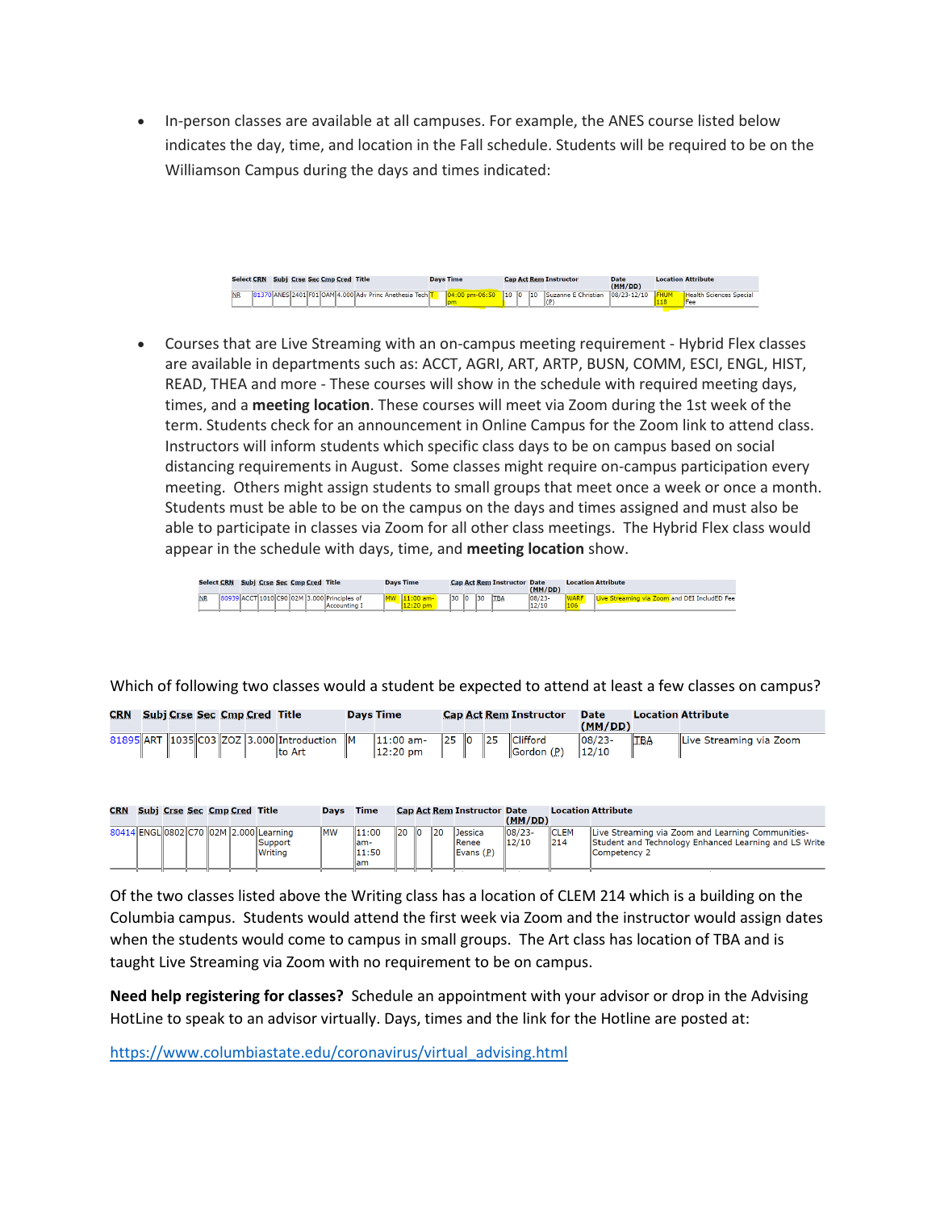- In-person classes are available at all campuses. For example, the ANES course listed below indicates the day, time, and location in the Fall schedule. Students will be required to be on the Williamson Campus during the days and times indicated:

| Select | CRN | Subj | Crse | Sec | Cmp | Cred | Title | Days | Time | Cap | Act | Rem | Instructor | Date (MM/DD) | Location | Attribute |
|---|---|---|---|---|---|---|---|---|---|---|---|---|---|---|---|---|
| NR | 81370 | ANES | 2401 | F01 | OAM | 4.000 | Adv Princ Anethesia Tech | T | 04:00 pm-06:50 pm | 10 | 0 | 10 | Suzanne E Christian (P) | 08/23-12/10 | FHUM 118 | Health Sciences Special Fee |

- Courses that are Live Streaming with an on-campus meeting requirement - Hybrid Flex classes are available in departments such as: ACCT, AGRI, ART, ARTP, BUSN, COMM, ESCI, ENGL, HIST, READ, THEA and more - These courses will show in the schedule with required meeting days, times, and a **meeting location**. These courses will meet via Zoom during the 1st week of the term. Students check for an announcement in Online Campus for the Zoom link to attend class. Instructors will inform students which specific class days to be on campus based on social distancing requirements in August. Some classes might require on-campus participation every meeting. Others might assign students to small groups that meet once a week or once a month. Students must be able to be on the campus on the days and times assigned and must also be able to participate in classes via Zoom for all other class meetings. The Hybrid Flex class would appear in the schedule with days, time, and **meeting location** show.

| Select | CRN | Subj | Crse | Sec | Cmp | Cred | Title | Days | Time | Cap | Act | Rem | Instructor | Date (MM/DD) | Location | Attribute |
|---|---|---|---|---|---|---|---|---|---|---|---|---|---|---|---|---|
| NR | 80939 | ACCT | 1010 | C90 | 02M | 3.000 | Principles of Accounting I | MW | 11:00 am-12:20 pm | 30 | 0 | 30 | TBA | 08/23-12/10 | WARF 106 | Live Streaming via Zoom and DEI IncludED Fee |

Which of following two classes would a student be expected to attend at least a few classes on campus?

| CRN | Subj | Crse | Sec | Cmp | Cred | Title | Days | Time | Cap | Act | Rem | Instructor | Date (MM/DD) | Location | Attribute |
|---|---|---|---|---|---|---|---|---|---|---|---|---|---|---|---|
| 81895 | ART | 1035 | C03 | ZOZ | 3.000 | Introduction to Art | M | 11:00 am-12:20 pm | 25 | 0 | 25 | Clifford Gordon (P) | 08/23-12/10 | TBA | Live Streaming via Zoom |

| CRN | Subj | Crse | Sec | Cmp | Cred | Title | Days | Time | Cap | Act | Rem | Instructor | Date (MM/DD) | Location | Attribute |
|---|---|---|---|---|---|---|---|---|---|---|---|---|---|---|---|
| 80414 | ENGL | 0802 | C70 | 02M | 2.000 | Learning Support Writing | MW | 11:00 am-11:50 am | 20 | 0 | 20 | Jessica Renee Evans (P) | 08/23-12/10 | CLEM 214 | Live Streaming via Zoom and Learning Communities-Student and Technology Enhanced Learning and LS Write Competency 2 |

Of the two classes listed above the Writing class has a location of CLEM 214 which is a building on the Columbia campus. Students would attend the first week via Zoom and the instructor would assign dates when the students would come to campus in small groups. The Art class has location of TBA and is taught Live Streaming via Zoom with no requirement to be on campus.

**Need help registering for classes?** Schedule an appointment with your advisor or drop in the Advising HotLine to speak to an advisor virtually. Days, times and the link for the Hotline are posted at:

https://www.columbiastate.edu/coronavirus/virtual_advising.html